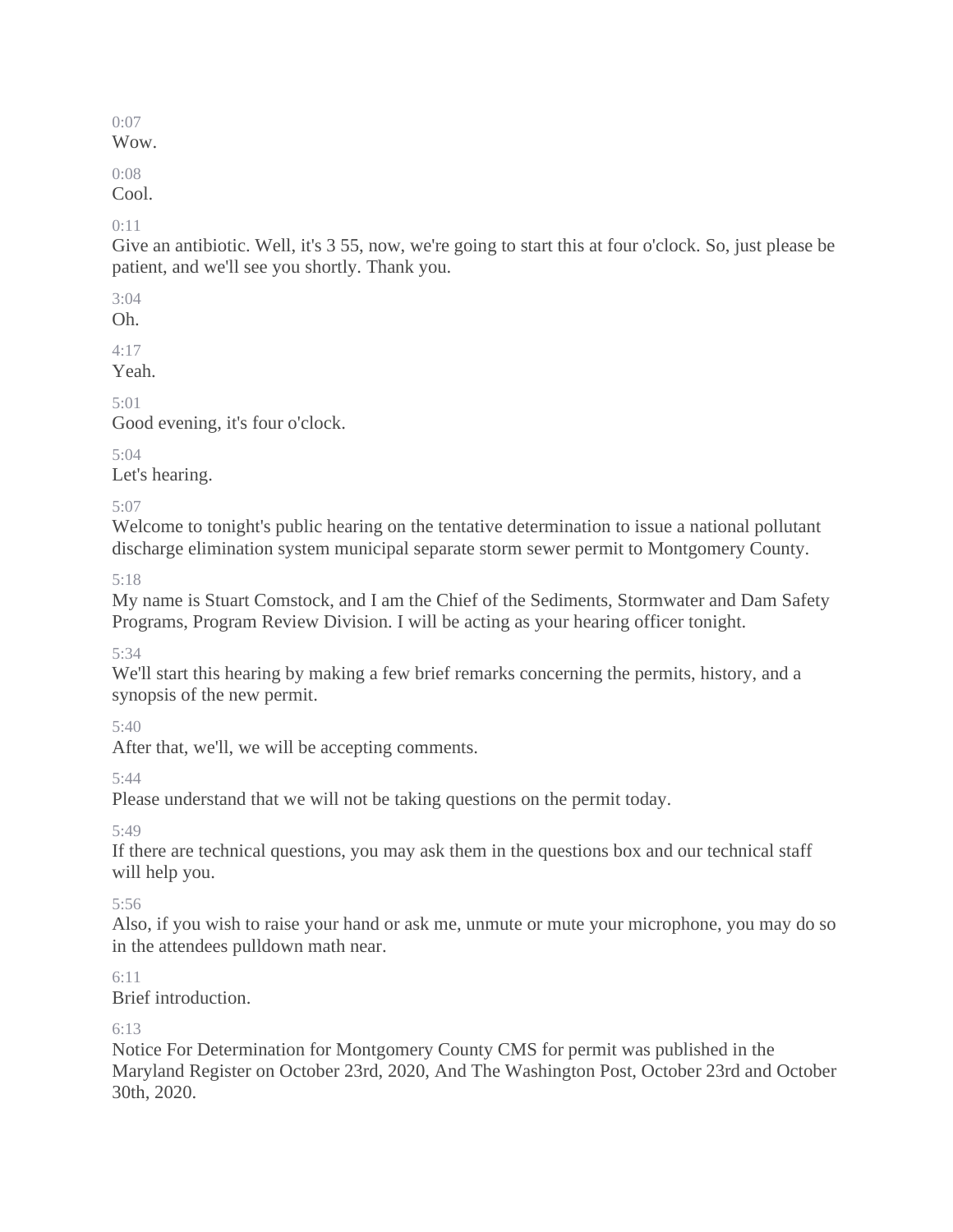0:07
Wow.

0:08
Cool.

0:11
Give an antibiotic. Well, it's 3 55, now, we're going to start this at four o'clock. So, just please be patient, and we'll see you shortly. Thank you.

3:04
Oh.

4:17
Yeah.

5:01
Good evening, it's four o'clock.

5:04
Let's hearing.

5:07
Welcome to tonight's public hearing on the tentative determination to issue a national pollutant discharge elimination system municipal separate storm sewer permit to Montgomery County.

5:18
My name is Stuart Comstock, and I am the Chief of the Sediments, Stormwater and Dam Safety Programs, Program Review Division. I will be acting as your hearing officer tonight.

5:34
We'll start this hearing by making a few brief remarks concerning the permits, history, and a synopsis of the new permit.

5:40
After that, we'll, we will be accepting comments.

5:44
Please understand that we will not be taking questions on the permit today.

5:49
If there are technical questions, you may ask them in the questions box and our technical staff will help you.

5:56
Also, if you wish to raise your hand or ask me, unmute or mute your microphone, you may do so in the attendees pulldown math near.

6:11
Brief introduction.

6:13
Notice For Determination for Montgomery County CMS for permit was published in the Maryland Register on October 23rd, 2020, And The Washington Post, October 23rd and October 30th, 2020.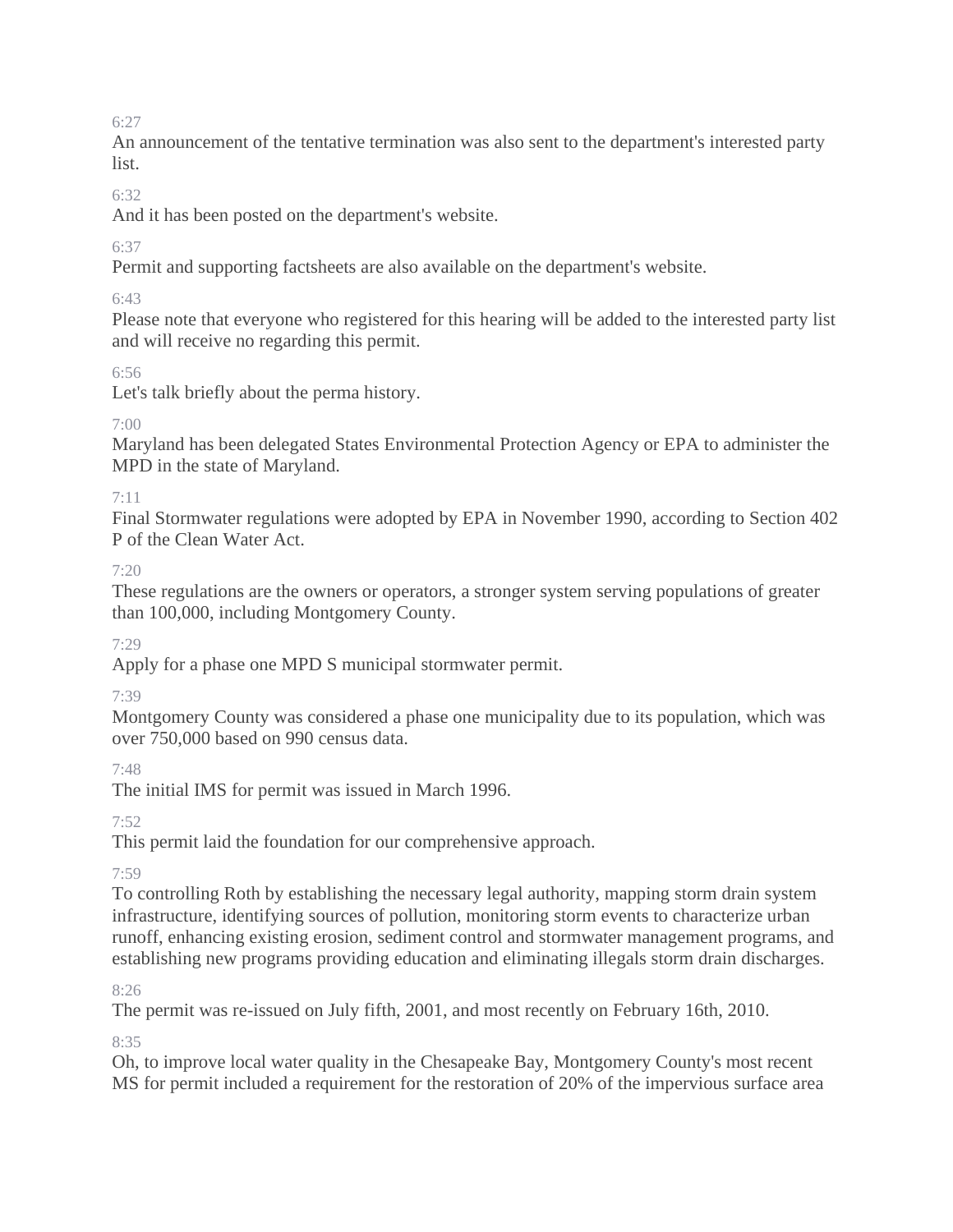6:27

An announcement of the tentative termination was also sent to the department's interested party list.

6:32

And it has been posted on the department's website.

6:37

Permit and supporting factsheets are also available on the department's website.

6:43

Please note that everyone who registered for this hearing will be added to the interested party list and will receive no regarding this permit.

6:56

Let's talk briefly about the perma history.

7:00

Maryland has been delegated States Environmental Protection Agency or EPA to administer the MPD in the state of Maryland.

7:11

Final Stormwater regulations were adopted by EPA in November 1990, according to Section 402 P of the Clean Water Act.

7:20

These regulations are the owners or operators, a stronger system serving populations of greater than 100,000, including Montgomery County.

7:29

Apply for a phase one MPD S municipal stormwater permit.

7:39

Montgomery County was considered a phase one municipality due to its population, which was over 750,000 based on 990 census data.

7:48

The initial IMS for permit was issued in March 1996.

7:52

This permit laid the foundation for our comprehensive approach.

7:59

To controlling Roth by establishing the necessary legal authority, mapping storm drain system infrastructure, identifying sources of pollution, monitoring storm events to characterize urban runoff, enhancing existing erosion, sediment control and stormwater management programs, and establishing new programs providing education and eliminating illegals storm drain discharges.

8:26

The permit was re-issued on July fifth, 2001, and most recently on February 16th, 2010.

8:35

Oh, to improve local water quality in the Chesapeake Bay, Montgomery County's most recent MS for permit included a requirement for the restoration of 20% of the impervious surface area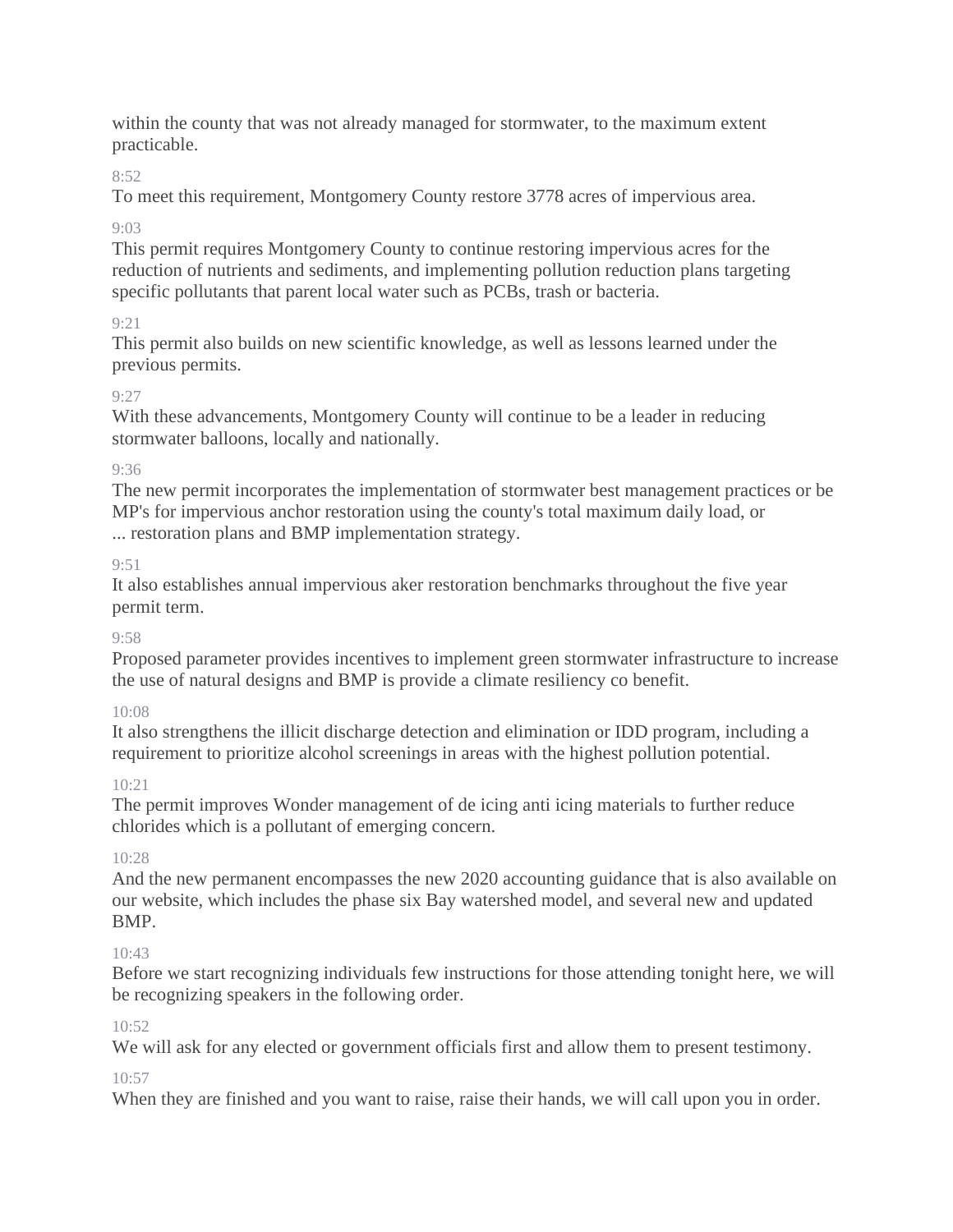within the county that was not already managed for stormwater, to the maximum extent practicable.

8:52

To meet this requirement, Montgomery County restore 3778 acres of impervious area.

9:03

This permit requires Montgomery County to continue restoring impervious acres for the reduction of nutrients and sediments, and implementing pollution reduction plans targeting specific pollutants that parent local water such as PCBs, trash or bacteria.

9:21

This permit also builds on new scientific knowledge, as well as lessons learned under the previous permits.

9:27

With these advancements, Montgomery County will continue to be a leader in reducing stormwater balloons, locally and nationally.

9:36

The new permit incorporates the implementation of stormwater best management practices or be MP's for impervious anchor restoration using the county's total maximum daily load, or ... restoration plans and BMP implementation strategy.

9:51

It also establishes annual impervious aker restoration benchmarks throughout the five year permit term.

9:58

Proposed parameter provides incentives to implement green stormwater infrastructure to increase the use of natural designs and BMP is provide a climate resiliency co benefit.

10:08

It also strengthens the illicit discharge detection and elimination or IDD program, including a requirement to prioritize alcohol screenings in areas with the highest pollution potential.

10:21

The permit improves Wonder management of de icing anti icing materials to further reduce chlorides which is a pollutant of emerging concern.

10:28

And the new permanent encompasses the new 2020 accounting guidance that is also available on our website, which includes the phase six Bay watershed model, and several new and updated BMP.

10:43

Before we start recognizing individuals few instructions for those attending tonight here, we will be recognizing speakers in the following order.

10:52

We will ask for any elected or government officials first and allow them to present testimony.

10:57

When they are finished and you want to raise, raise their hands, we will call upon you in order.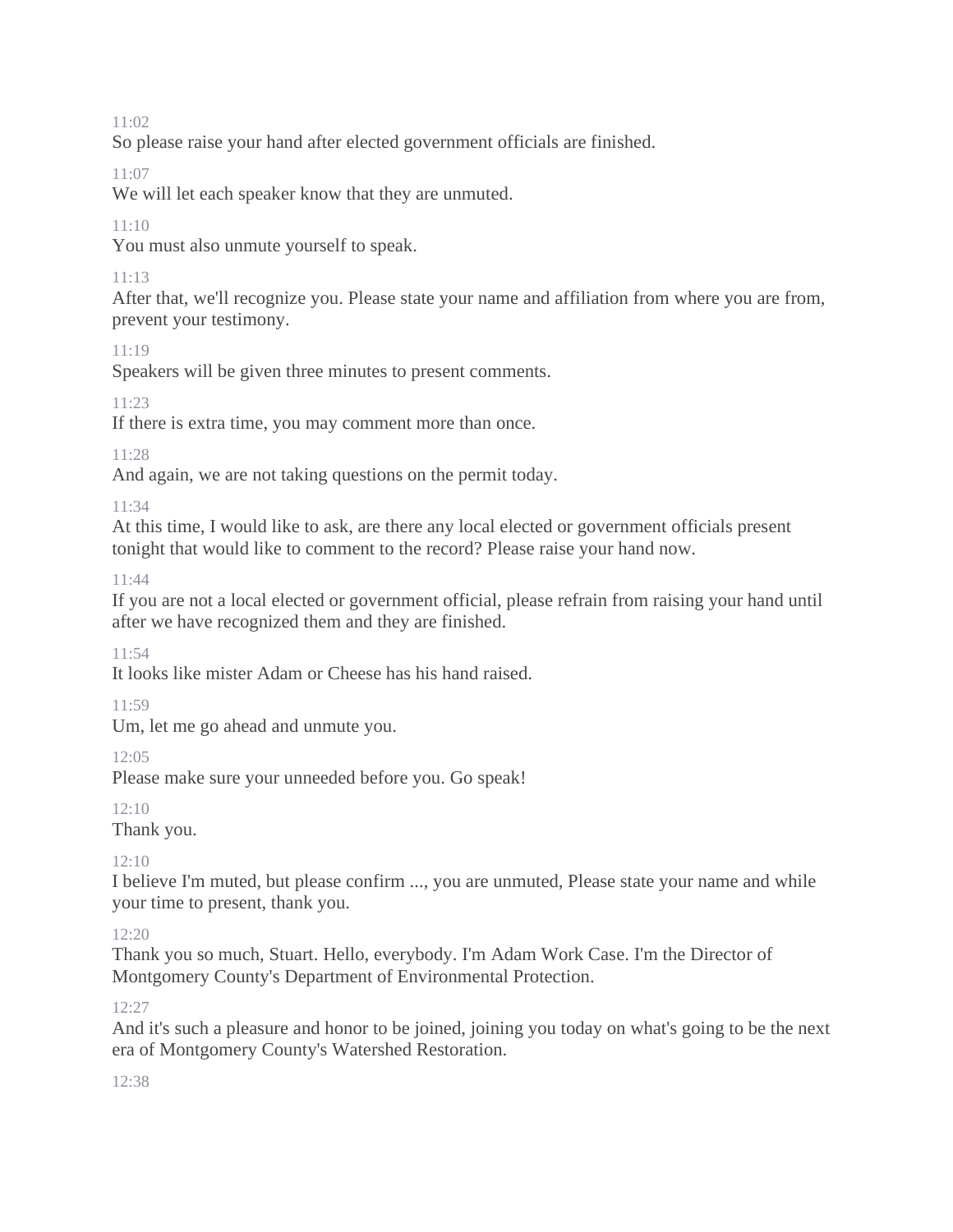11:02

So please raise your hand after elected government officials are finished.

11:07

We will let each speaker know that they are unmuted.

11:10

You must also unmute yourself to speak.

11:13

After that, we'll recognize you. Please state your name and affiliation from where you are from, prevent your testimony.

11:19

Speakers will be given three minutes to present comments.

11:23

If there is extra time, you may comment more than once.

11:28

And again, we are not taking questions on the permit today.

11:34

At this time, I would like to ask, are there any local elected or government officials present tonight that would like to comment to the record? Please raise your hand now.

11:44

If you are not a local elected or government official, please refrain from raising your hand until after we have recognized them and they are finished.

11:54

It looks like mister Adam or Cheese has his hand raised.

11:59

Um, let me go ahead and unmute you.

12:05

Please make sure your unneeded before you. Go speak!

12:10

Thank you.

12:10

I believe I'm muted, but please confirm ..., you are unmuted, Please state your name and while your time to present, thank you.

12:20

Thank you so much, Stuart. Hello, everybody. I'm Adam Work Case. I'm the Director of Montgomery County's Department of Environmental Protection.

12:27

And it's such a pleasure and honor to be joined, joining you today on what's going to be the next era of Montgomery County's Watershed Restoration.

12:38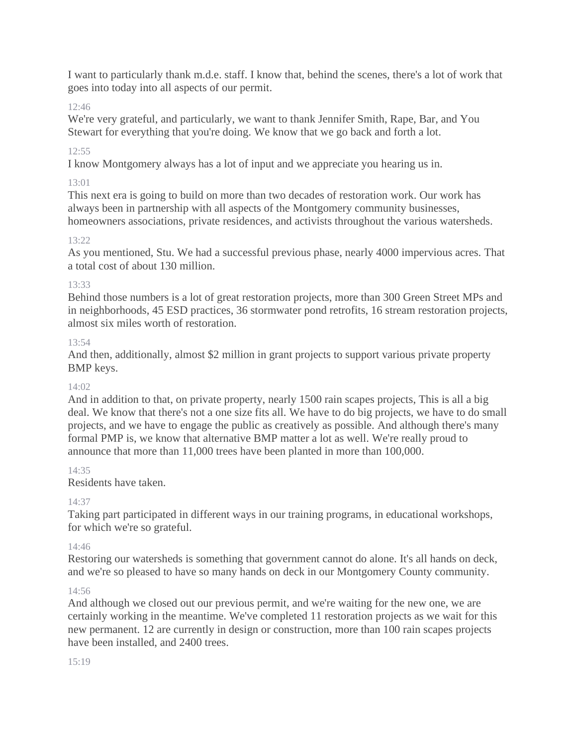I want to particularly thank m.d.e. staff. I know that, behind the scenes, there's a lot of work that goes into today into all aspects of our permit.

12:46

We're very grateful, and particularly, we want to thank Jennifer Smith, Rape, Bar, and You Stewart for everything that you're doing. We know that we go back and forth a lot.

12:55

I know Montgomery always has a lot of input and we appreciate you hearing us in.

13:01

This next era is going to build on more than two decades of restoration work. Our work has always been in partnership with all aspects of the Montgomery community businesses, homeowners associations, private residences, and activists throughout the various watersheds.

13:22

As you mentioned, Stu. We had a successful previous phase, nearly 4000 impervious acres. That a total cost of about 130 million.

13:33

Behind those numbers is a lot of great restoration projects, more than 300 Green Street MPs and in neighborhoods, 45 ESD practices, 36 stormwater pond retrofits, 16 stream restoration projects, almost six miles worth of restoration.

13:54

And then, additionally, almost $2 million in grant projects to support various private property BMP keys.

14:02

And in addition to that, on private property, nearly 1500 rain scapes projects, This is all a big deal. We know that there's not a one size fits all. We have to do big projects, we have to do small projects, and we have to engage the public as creatively as possible. And although there's many formal PMP is, we know that alternative BMP matter a lot as well. We're really proud to announce that more than 11,000 trees have been planted in more than 100,000.

14:35

Residents have taken.

14:37

Taking part participated in different ways in our training programs, in educational workshops, for which we're so grateful.

14:46

Restoring our watersheds is something that government cannot do alone. It's all hands on deck, and we're so pleased to have so many hands on deck in our Montgomery County community.

14:56

And although we closed out our previous permit, and we're waiting for the new one, we are certainly working in the meantime. We've completed 11 restoration projects as we wait for this new permanent. 12 are currently in design or construction, more than 100 rain scapes projects have been installed, and 2400 trees.

15:19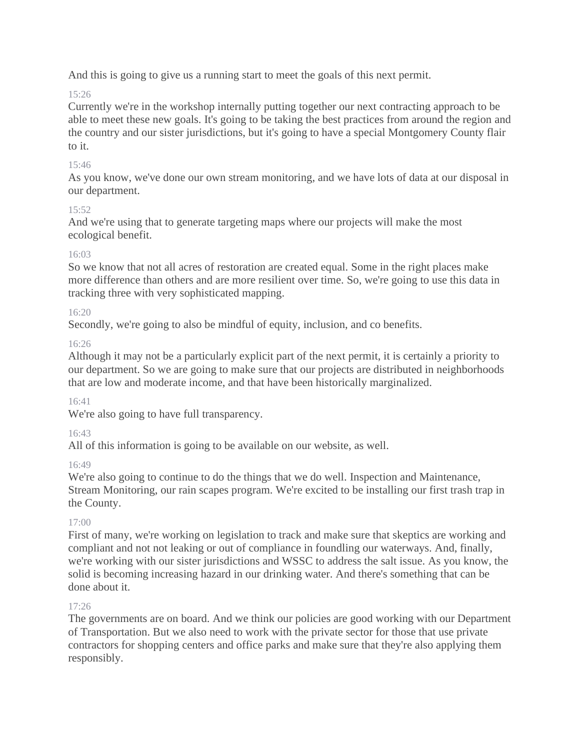And this is going to give us a running start to meet the goals of this next permit.

15:26

Currently we're in the workshop internally putting together our next contracting approach to be able to meet these new goals. It's going to be taking the best practices from around the region and the country and our sister jurisdictions, but it's going to have a special Montgomery County flair to it.

15:46

As you know, we've done our own stream monitoring, and we have lots of data at our disposal in our department.

15:52

And we're using that to generate targeting maps where our projects will make the most ecological benefit.

16:03

So we know that not all acres of restoration are created equal. Some in the right places make more difference than others and are more resilient over time. So, we're going to use this data in tracking three with very sophisticated mapping.

16:20

Secondly, we're going to also be mindful of equity, inclusion, and co benefits.

16:26

Although it may not be a particularly explicit part of the next permit, it is certainly a priority to our department. So we are going to make sure that our projects are distributed in neighborhoods that are low and moderate income, and that have been historically marginalized.

16:41

We're also going to have full transparency.

16:43

All of this information is going to be available on our website, as well.

16:49

We're also going to continue to do the things that we do well. Inspection and Maintenance, Stream Monitoring, our rain scapes program. We're excited to be installing our first trash trap in the County.

17:00

First of many, we're working on legislation to track and make sure that skeptics are working and compliant and not not leaking or out of compliance in foundling our waterways. And, finally, we're working with our sister jurisdictions and WSSC to address the salt issue. As you know, the solid is becoming increasing hazard in our drinking water. And there's something that can be done about it.

17:26

The governments are on board. And we think our policies are good working with our Department of Transportation. But we also need to work with the private sector for those that use private contractors for shopping centers and office parks and make sure that they're also applying them responsibly.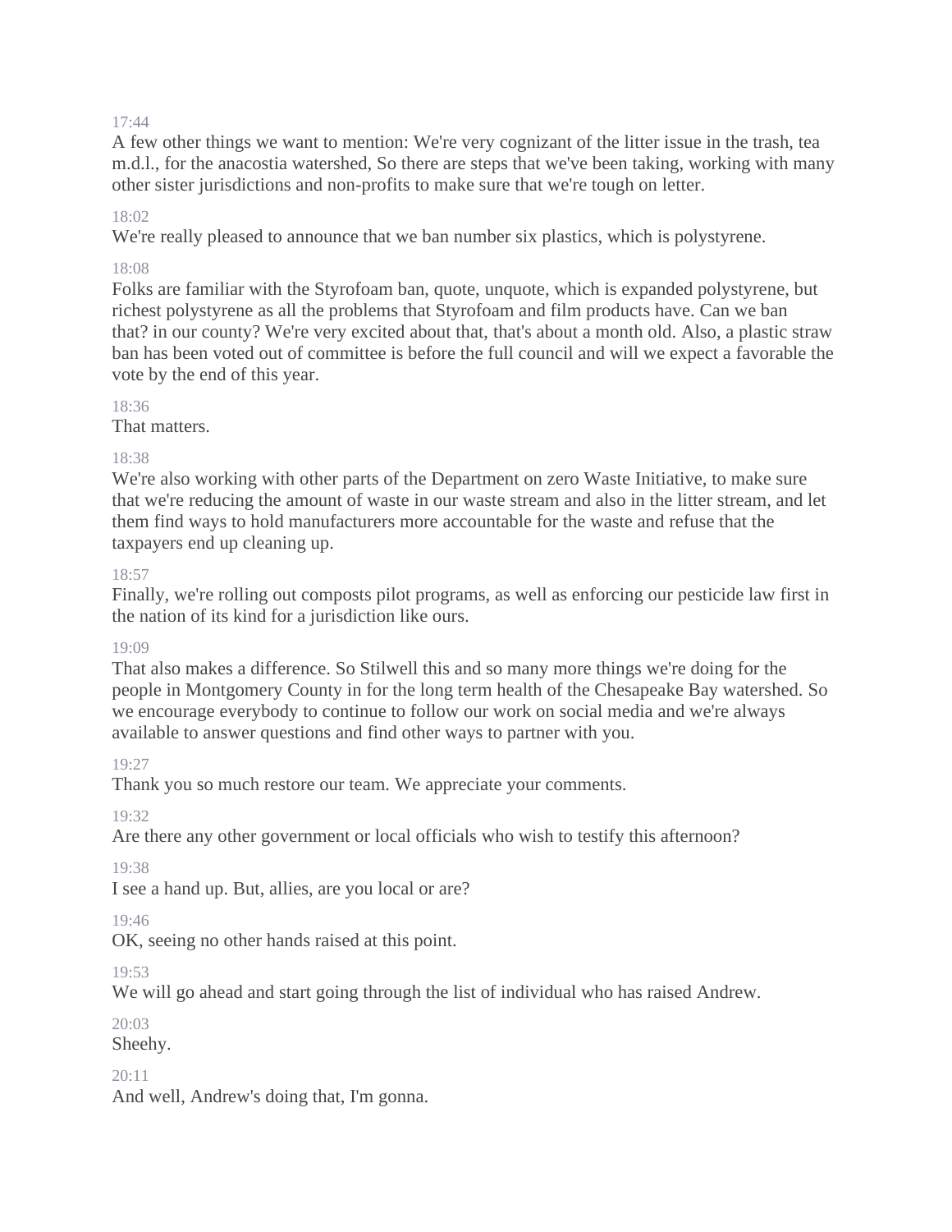17:44

A few other things we want to mention: We're very cognizant of the litter issue in the trash, tea m.d.l., for the anacostia watershed, So there are steps that we've been taking, working with many other sister jurisdictions and non-profits to make sure that we're tough on letter.

18:02

We're really pleased to announce that we ban number six plastics, which is polystyrene.

18:08

Folks are familiar with the Styrofoam ban, quote, unquote, which is expanded polystyrene, but richest polystyrene as all the problems that Styrofoam and film products have. Can we ban that? in our county? We're very excited about that, that's about a month old. Also, a plastic straw ban has been voted out of committee is before the full council and will we expect a favorable the vote by the end of this year.

18:36

That matters.

18:38

We're also working with other parts of the Department on zero Waste Initiative, to make sure that we're reducing the amount of waste in our waste stream and also in the litter stream, and let them find ways to hold manufacturers more accountable for the waste and refuse that the taxpayers end up cleaning up.

18:57

Finally, we're rolling out composts pilot programs, as well as enforcing our pesticide law first in the nation of its kind for a jurisdiction like ours.

19:09

That also makes a difference. So Stilwell this and so many more things we're doing for the people in Montgomery County in for the long term health of the Chesapeake Bay watershed. So we encourage everybody to continue to follow our work on social media and we're always available to answer questions and find other ways to partner with you.

19:27

Thank you so much restore our team. We appreciate your comments.

19:32

Are there any other government or local officials who wish to testify this afternoon?

19:38

I see a hand up. But, allies, are you local or are?

19:46

OK, seeing no other hands raised at this point.

19:53

We will go ahead and start going through the list of individual who has raised Andrew.

20:03

Sheehy.

20:11

And well, Andrew's doing that, I'm gonna.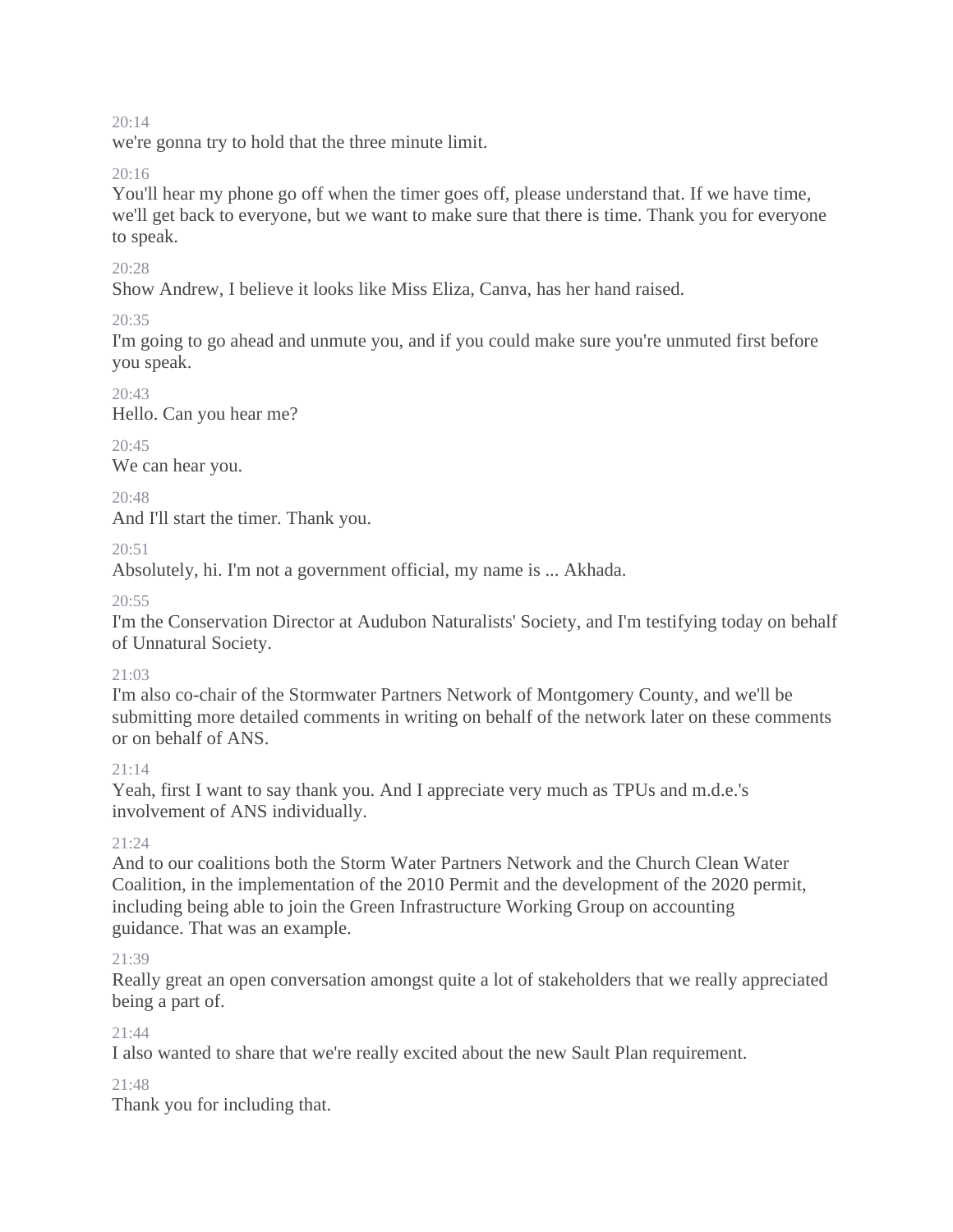20:14
we're gonna try to hold that the three minute limit.

20:16
You'll hear my phone go off when the timer goes off, please understand that. If we have time, we'll get back to everyone, but we want to make sure that there is time. Thank you for everyone to speak.

20:28
Show Andrew, I believe it looks like Miss Eliza, Canva, has her hand raised.

20:35
I'm going to go ahead and unmute you, and if you could make sure you're unmuted first before you speak.

20:43
Hello. Can you hear me?

20:45
We can hear you.

20:48
And I'll start the timer. Thank you.

20:51
Absolutely, hi. I'm not a government official, my name is ... Akhada.

20:55
I'm the Conservation Director at Audubon Naturalists' Society, and I'm testifying today on behalf of Unnatural Society.

21:03
I'm also co-chair of the Stormwater Partners Network of Montgomery County, and we'll be submitting more detailed comments in writing on behalf of the network later on these comments or on behalf of ANS.

21:14
Yeah, first I want to say thank you. And I appreciate very much as TPUs and m.d.e.'s involvement of ANS individually.

21:24
And to our coalitions both the Storm Water Partners Network and the Church Clean Water Coalition, in the implementation of the 2010 Permit and the development of the 2020 permit, including being able to join the Green Infrastructure Working Group on accounting guidance. That was an example.

21:39
Really great an open conversation amongst quite a lot of stakeholders that we really appreciated being a part of.

21:44
I also wanted to share that we're really excited about the new Sault Plan requirement.

21:48
Thank you for including that.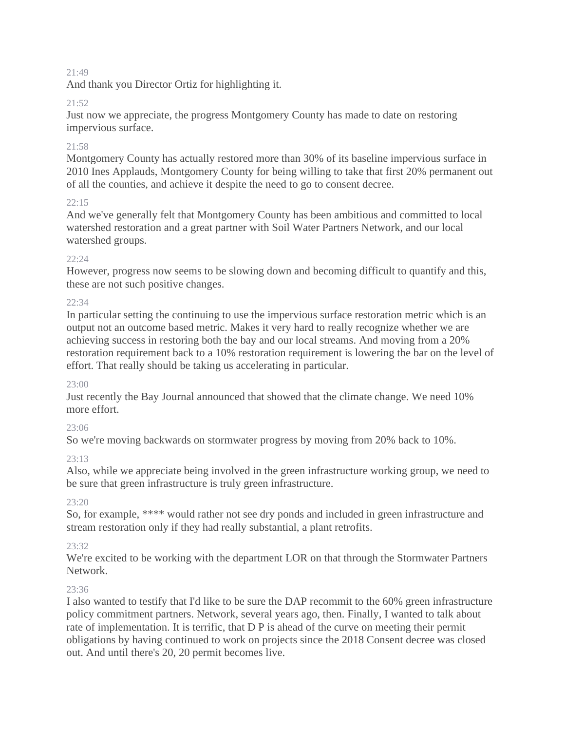21:49

And thank you Director Ortiz for highlighting it.

21:52

Just now we appreciate, the progress Montgomery County has made to date on restoring impervious surface.

21:58

Montgomery County has actually restored more than 30% of its baseline impervious surface in 2010 Ines Applauds, Montgomery County for being willing to take that first 20% permanent out of all the counties, and achieve it despite the need to go to consent decree.

22:15

And we've generally felt that Montgomery County has been ambitious and committed to local watershed restoration and a great partner with Soil Water Partners Network, and our local watershed groups.

22:24

However, progress now seems to be slowing down and becoming difficult to quantify and this, these are not such positive changes.

22:34

In particular setting the continuing to use the impervious surface restoration metric which is an output not an outcome based metric. Makes it very hard to really recognize whether we are achieving success in restoring both the bay and our local streams. And moving from a 20% restoration requirement back to a 10% restoration requirement is lowering the bar on the level of effort. That really should be taking us accelerating in particular.

23:00

Just recently the Bay Journal announced that showed that the climate change. We need 10% more effort.

23:06

So we're moving backwards on stormwater progress by moving from 20% back to 10%.

23:13

Also, while we appreciate being involved in the green infrastructure working group, we need to be sure that green infrastructure is truly green infrastructure.

23:20

So, for example, **** would rather not see dry ponds and included in green infrastructure and stream restoration only if they had really substantial, a plant retrofits.

23:32

We're excited to be working with the department LOR on that through the Stormwater Partners Network.

23:36

I also wanted to testify that I'd like to be sure the DAP recommit to the 60% green infrastructure policy commitment partners. Network, several years ago, then. Finally, I wanted to talk about rate of implementation. It is terrific, that D P is ahead of the curve on meeting their permit obligations by having continued to work on projects since the 2018 Consent decree was closed out. And until there's 20, 20 permit becomes live.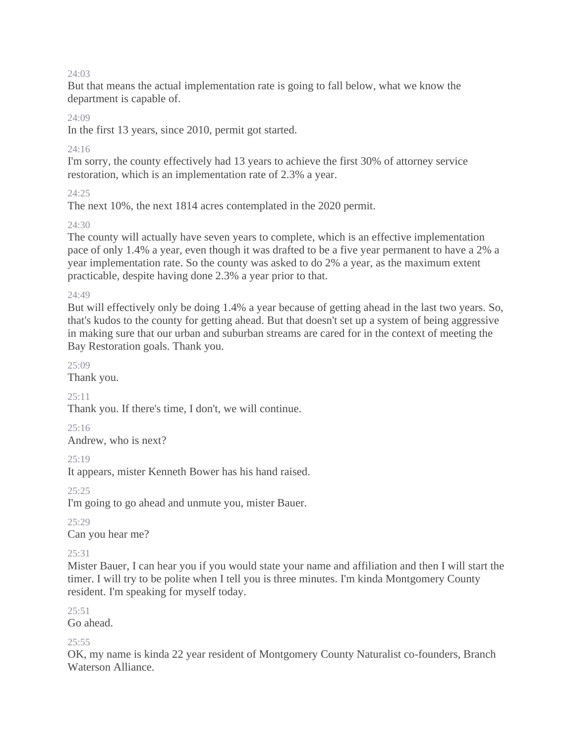24:03
But that means the actual implementation rate is going to fall below, what we know the department is capable of.

24:09
In the first 13 years, since 2010, permit got started.

24:16
I'm sorry, the county effectively had 13 years to achieve the first 30% of attorney service restoration, which is an implementation rate of 2.3% a year.

24:25
The next 10%, the next 1814 acres contemplated in the 2020 permit.

24:30
The county will actually have seven years to complete, which is an effective implementation pace of only 1.4% a year, even though it was drafted to be a five year permanent to have a 2% a year implementation rate. So the county was asked to do 2% a year, as the maximum extent practicable, despite having done 2.3% a year prior to that.

24:49
But will effectively only be doing 1.4% a year because of getting ahead in the last two years. So, that's kudos to the county for getting ahead. But that doesn't set up a system of being aggressive in making sure that our urban and suburban streams are cared for in the context of meeting the Bay Restoration goals. Thank you.

25:09
Thank you.

25:11
Thank you. If there's time, I don't, we will continue.

25:16
Andrew, who is next?

25:19
It appears, mister Kenneth Bower has his hand raised.

25:25
I'm going to go ahead and unmute you, mister Bauer.

25:29
Can you hear me?

25:31
Mister Bauer, I can hear you if you would state your name and affiliation and then I will start the timer. I will try to be polite when I tell you is three minutes. I'm kinda Montgomery County resident. I'm speaking for myself today.

25:51
Go ahead.

25:55
OK, my name is kinda 22 year resident of Montgomery County Naturalist co-founders, Branch Waterson Alliance.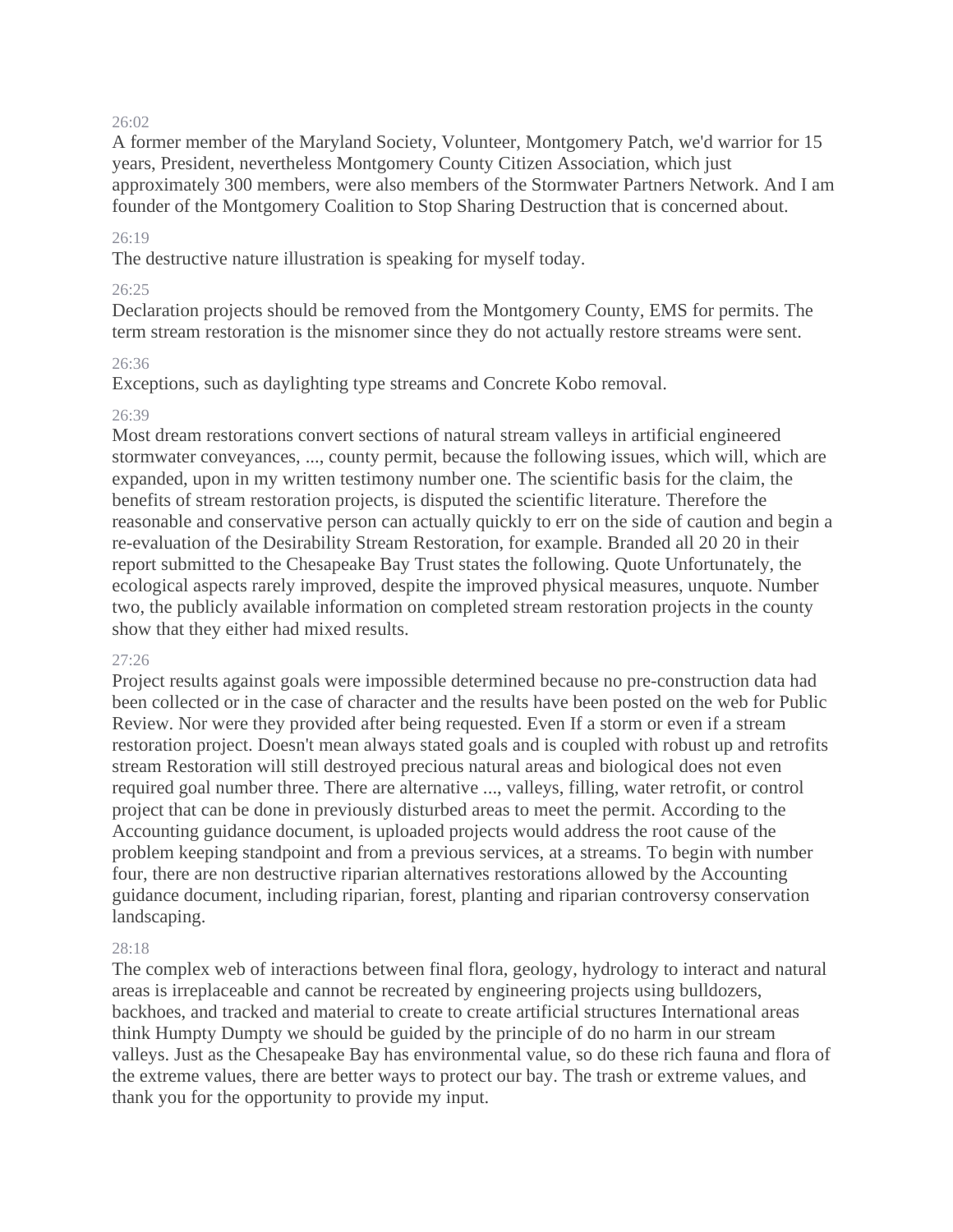26:02

A former member of the Maryland Society, Volunteer, Montgomery Patch, we'd warrior for 15 years, President, nevertheless Montgomery County Citizen Association, which just approximately 300 members, were also members of the Stormwater Partners Network. And I am founder of the Montgomery Coalition to Stop Sharing Destruction that is concerned about.

26:19

The destructive nature illustration is speaking for myself today.

26:25

Declaration projects should be removed from the Montgomery County, EMS for permits. The term stream restoration is the misnomer since they do not actually restore streams were sent.

26:36

Exceptions, such as daylighting type streams and Concrete Kobo removal.

26:39

Most dream restorations convert sections of natural stream valleys in artificial engineered stormwater conveyances, ..., county permit, because the following issues, which will, which are expanded, upon in my written testimony number one. The scientific basis for the claim, the benefits of stream restoration projects, is disputed the scientific literature. Therefore the reasonable and conservative person can actually quickly to err on the side of caution and begin a re-evaluation of the Desirability Stream Restoration, for example. Branded all 20 20 in their report submitted to the Chesapeake Bay Trust states the following. Quote Unfortunately, the ecological aspects rarely improved, despite the improved physical measures, unquote. Number two, the publicly available information on completed stream restoration projects in the county show that they either had mixed results.

27:26

Project results against goals were impossible determined because no pre-construction data had been collected or in the case of character and the results have been posted on the web for Public Review. Nor were they provided after being requested. Even If a storm or even if a stream restoration project. Doesn't mean always stated goals and is coupled with robust up and retrofits stream Restoration will still destroyed precious natural areas and biological does not even required goal number three. There are alternative ..., valleys, filling, water retrofit, or control project that can be done in previously disturbed areas to meet the permit. According to the Accounting guidance document, is uploaded projects would address the root cause of the problem keeping standpoint and from a previous services, at a streams. To begin with number four, there are non destructive riparian alternatives restorations allowed by the Accounting guidance document, including riparian, forest, planting and riparian controversy conservation landscaping.

28:18

The complex web of interactions between final flora, geology, hydrology to interact and natural areas is irreplaceable and cannot be recreated by engineering projects using bulldozers, backhoes, and tracked and material to create to create artificial structures International areas think Humpty Dumpty we should be guided by the principle of do no harm in our stream valleys. Just as the Chesapeake Bay has environmental value, so do these rich fauna and flora of the extreme values, there are better ways to protect our bay. The trash or extreme values, and thank you for the opportunity to provide my input.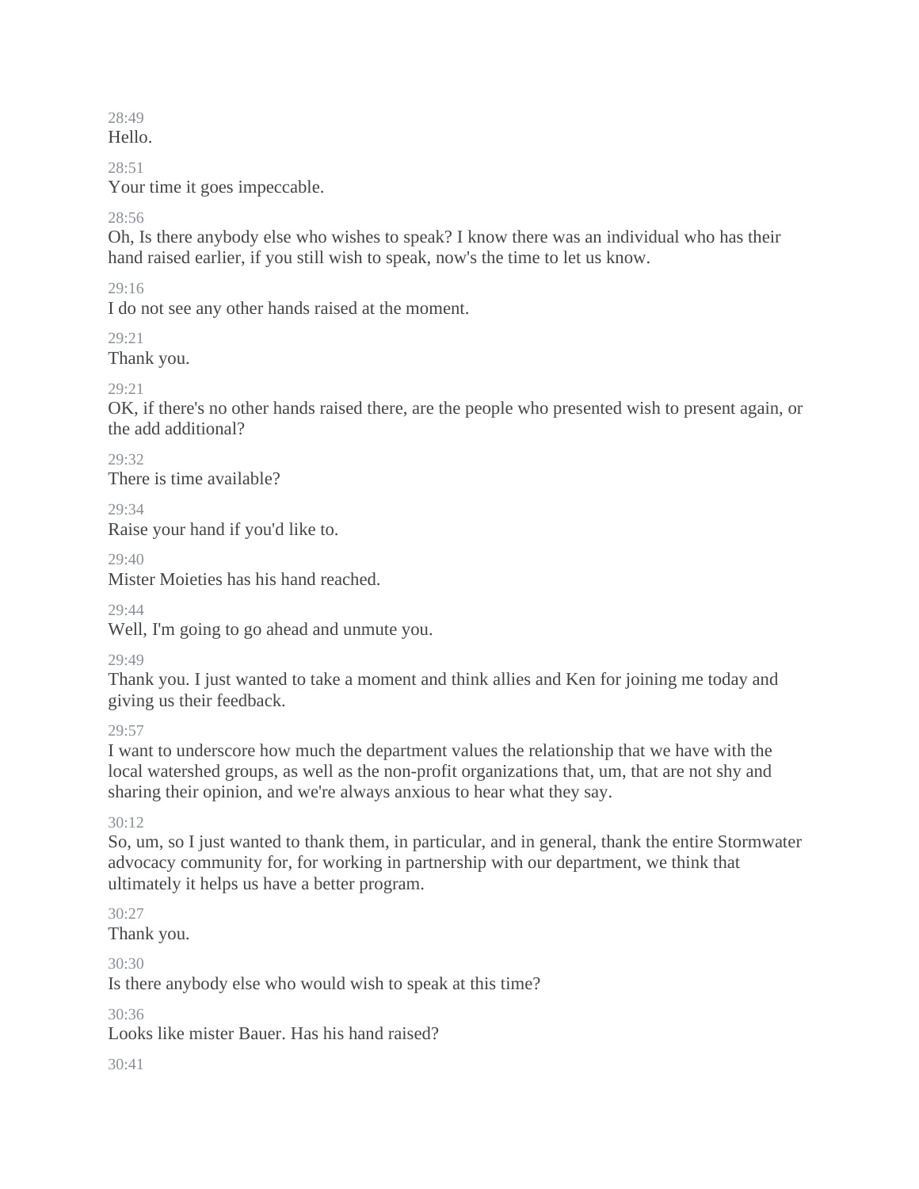28:49
Hello.

28:51
Your time it goes impeccable.

28:56
Oh, Is there anybody else who wishes to speak? I know there was an individual who has their hand raised earlier, if you still wish to speak, now's the time to let us know.

29:16
I do not see any other hands raised at the moment.

29:21
Thank you.

29:21
OK, if there's no other hands raised there, are the people who presented wish to present again, or the add additional?

29:32
There is time available?

29:34
Raise your hand if you'd like to.

29:40
Mister Moieties has his hand reached.

29:44
Well, I'm going to go ahead and unmute you.

29:49
Thank you. I just wanted to take a moment and think allies and Ken for joining me today and giving us their feedback.

29:57
I want to underscore how much the department values the relationship that we have with the local watershed groups, as well as the non-profit organizations that, um, that are not shy and sharing their opinion, and we're always anxious to hear what they say.

30:12
So, um, so I just wanted to thank them, in particular, and in general, thank the entire Stormwater advocacy community for, for working in partnership with our department, we think that ultimately it helps us have a better program.

30:27
Thank you.

30:30
Is there anybody else who would wish to speak at this time?

30:36
Looks like mister Bauer. Has his hand raised?

30:41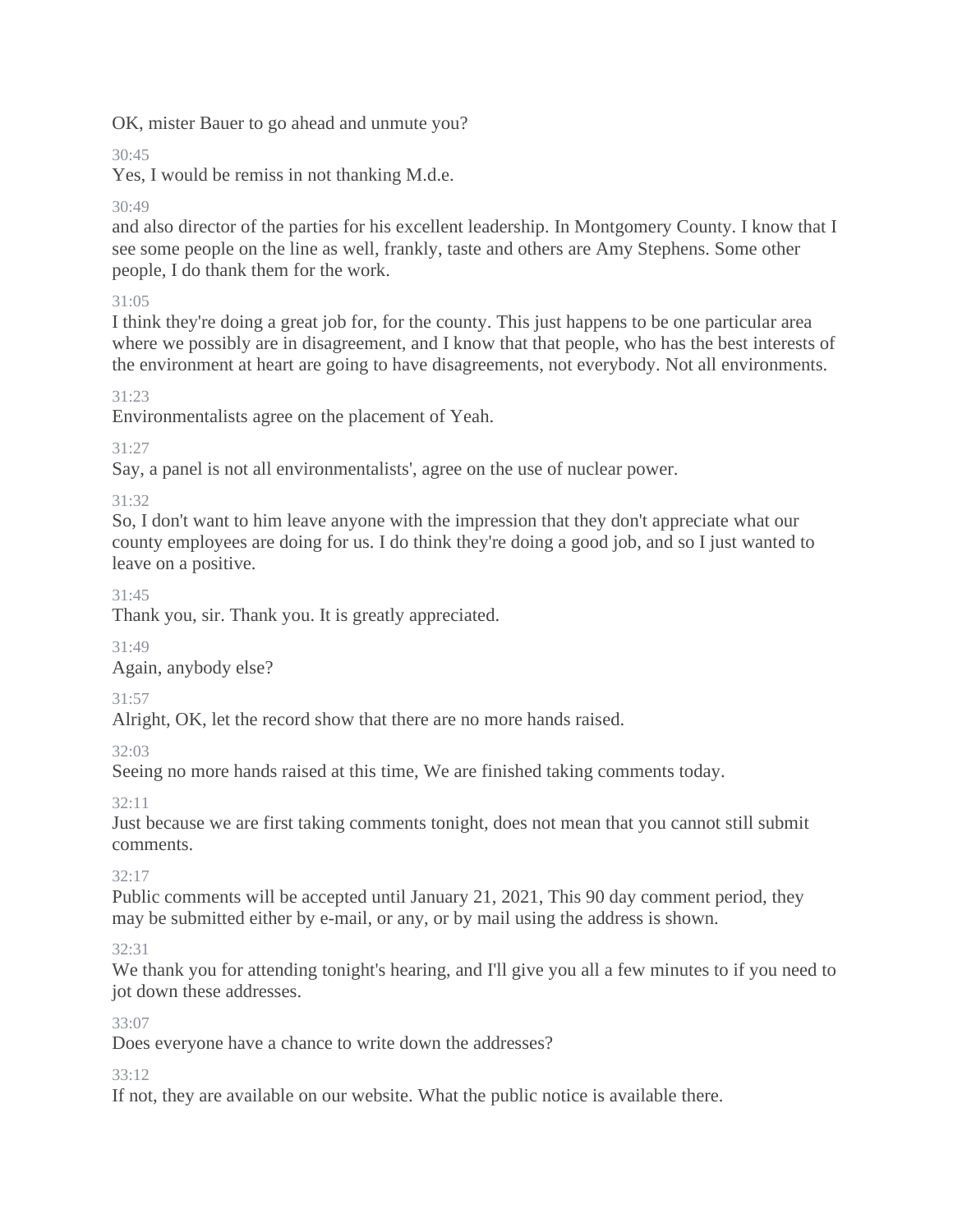OK, mister Bauer to go ahead and unmute you?

30:45

Yes, I would be remiss in not thanking M.d.e.

30:49

and also director of the parties for his excellent leadership. In Montgomery County. I know that I see some people on the line as well, frankly, taste and others are Amy Stephens. Some other people, I do thank them for the work.

31:05

I think they're doing a great job for, for the county. This just happens to be one particular area where we possibly are in disagreement, and I know that that people, who has the best interests of the environment at heart are going to have disagreements, not everybody. Not all environments.

31:23

Environmentalists agree on the placement of Yeah.

31:27

Say, a panel is not all environmentalists', agree on the use of nuclear power.

31:32

So, I don't want to him leave anyone with the impression that they don't appreciate what our county employees are doing for us. I do think they're doing a good job, and so I just wanted to leave on a positive.

31:45

Thank you, sir. Thank you. It is greatly appreciated.

31:49

Again, anybody else?

31:57

Alright, OK, let the record show that there are no more hands raised.

32:03

Seeing no more hands raised at this time, We are finished taking comments today.

32:11

Just because we are first taking comments tonight, does not mean that you cannot still submit comments.

32:17

Public comments will be accepted until January 21, 2021, This 90 day comment period, they may be submitted either by e-mail, or any, or by mail using the address is shown.

32:31

We thank you for attending tonight's hearing, and I'll give you all a few minutes to if you need to jot down these addresses.

33:07

Does everyone have a chance to write down the addresses?

33:12

If not, they are available on our website. What the public notice is available there.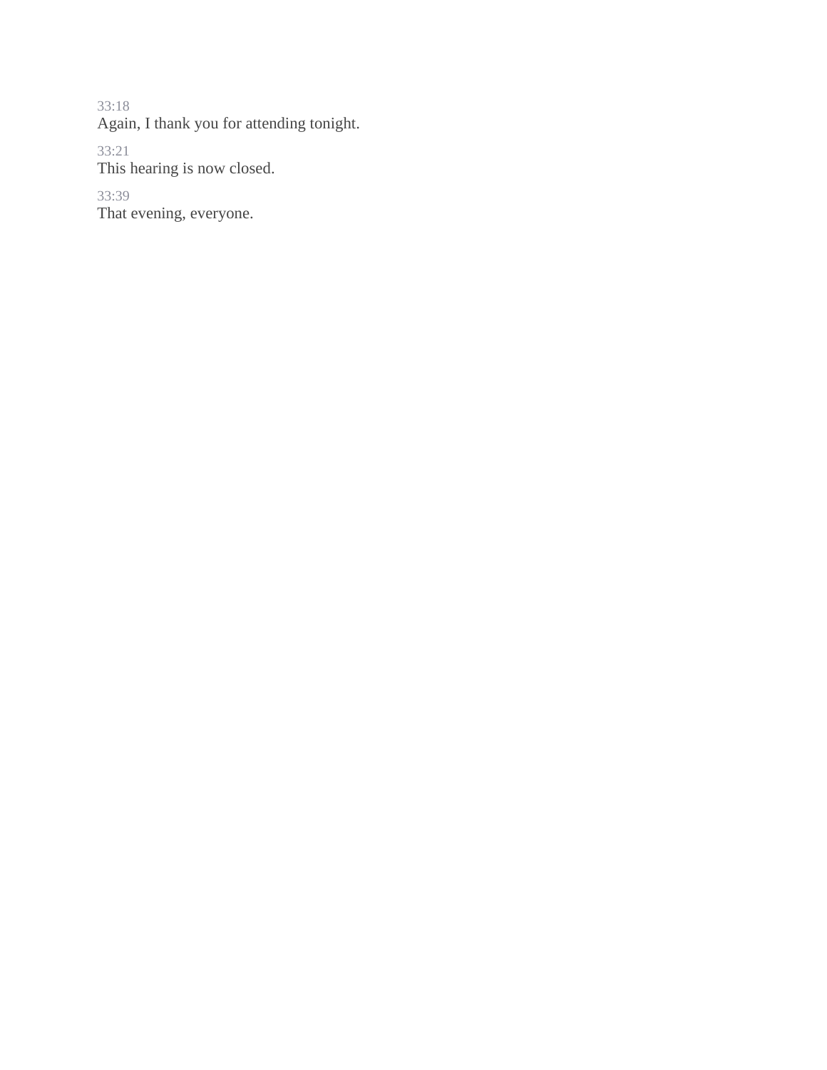33:18
Again, I thank you for attending tonight.

33:21
This hearing is now closed.

33:39
That evening, everyone.